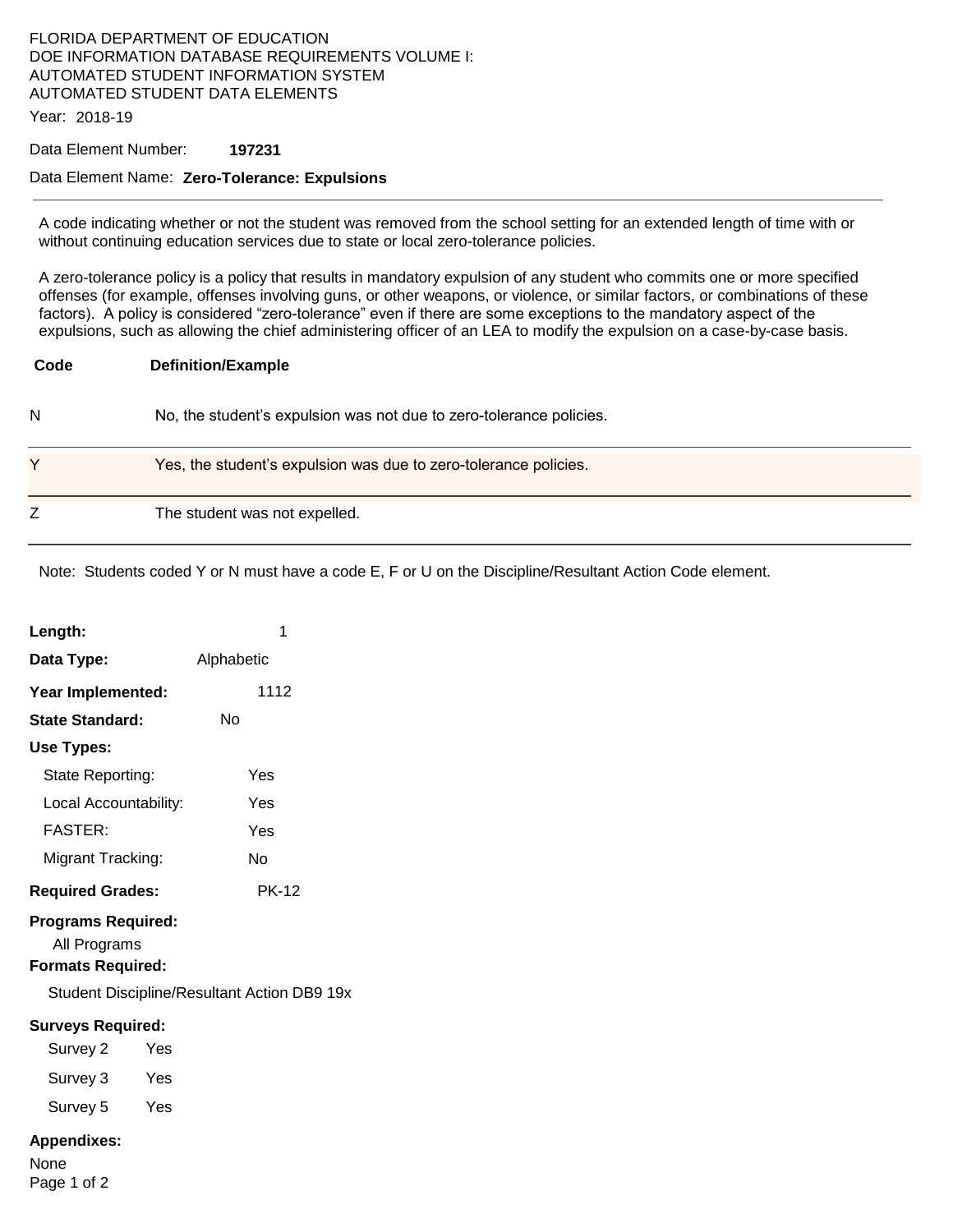FLORIDA DEPARTMENT OF EDUCATION
DOE INFORMATION DATABASE REQUIREMENTS VOLUME I:
AUTOMATED STUDENT INFORMATION SYSTEM
AUTOMATED STUDENT DATA ELEMENTS

Year: 2018-19

Data Element Number: **197231**

Data Element Name: **Zero-Tolerance: Expulsions**

---

A code indicating whether or not the student was removed from the school setting for an extended length of time with or without continuing education services due to state or local zero-tolerance policies.

A zero-tolerance policy is a policy that results in mandatory expulsion of any student who commits one or more specified offenses (for example, offenses involving guns, or other weapons, or violence, or similar factors, or combinations of these factors). A policy is considered "zero-tolerance" even if there are some exceptions to the mandatory aspect of the expulsions, such as allowing the chief administering officer of an LEA to modify the expulsion on a case-by-case basis.

| Code | Definition/Example |
|---|---|
| N | No, the student's expulsion was not due to zero-tolerance policies. |
| Y | Yes, the student's expulsion was due to zero-tolerance policies. |
| Z | The student was not expelled. |

Note: Students coded Y or N must have a code E, F or U on the Discipline/Resultant Action Code element.

**Length:** 1

**Data Type:** Alphabetic

**Year Implemented:** 1112

**State Standard:** No

**Use Types:**

- State Reporting: Yes
- Local Accountability: Yes
- FASTER: Yes
- Migrant Tracking: No

**Required Grades:** PK-12

**Programs Required:**

All Programs

**Formats Required:**

Student Discipline/Resultant Action DB9 19x

**Surveys Required:**

- Survey 2 Yes
- Survey 3 Yes
- Survey 5 Yes

**Appendixes:**

None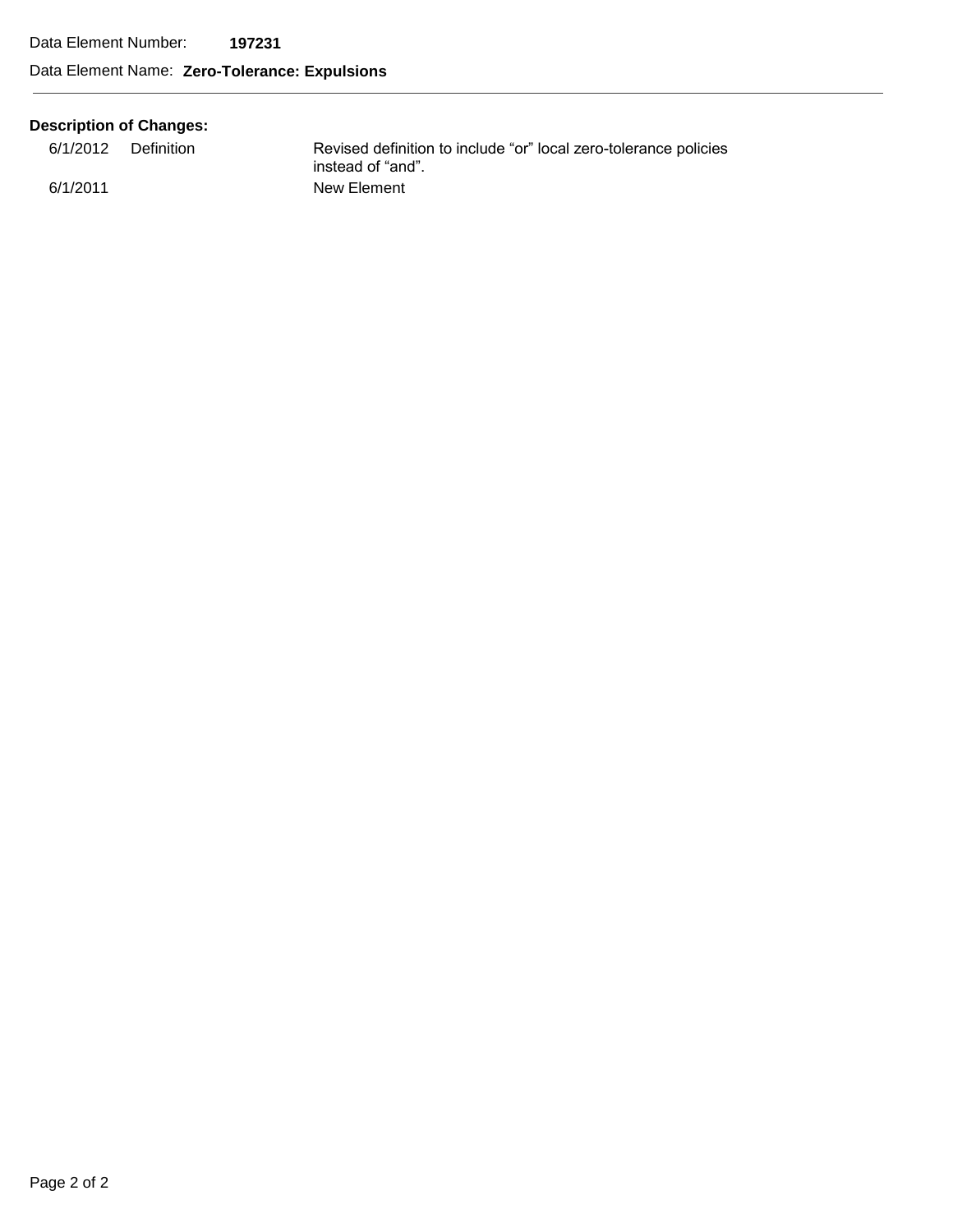Data Element Number: **197231**

Data Element Name: **Zero-Tolerance: Expulsions**

---

**Description of Changes:**

| | | |
|---|---|---|
| 6/1/2012 | Definition | Revised definition to include “or” local zero-tolerance policies instead of “and”. |
| 6/1/2011 | | New Element |